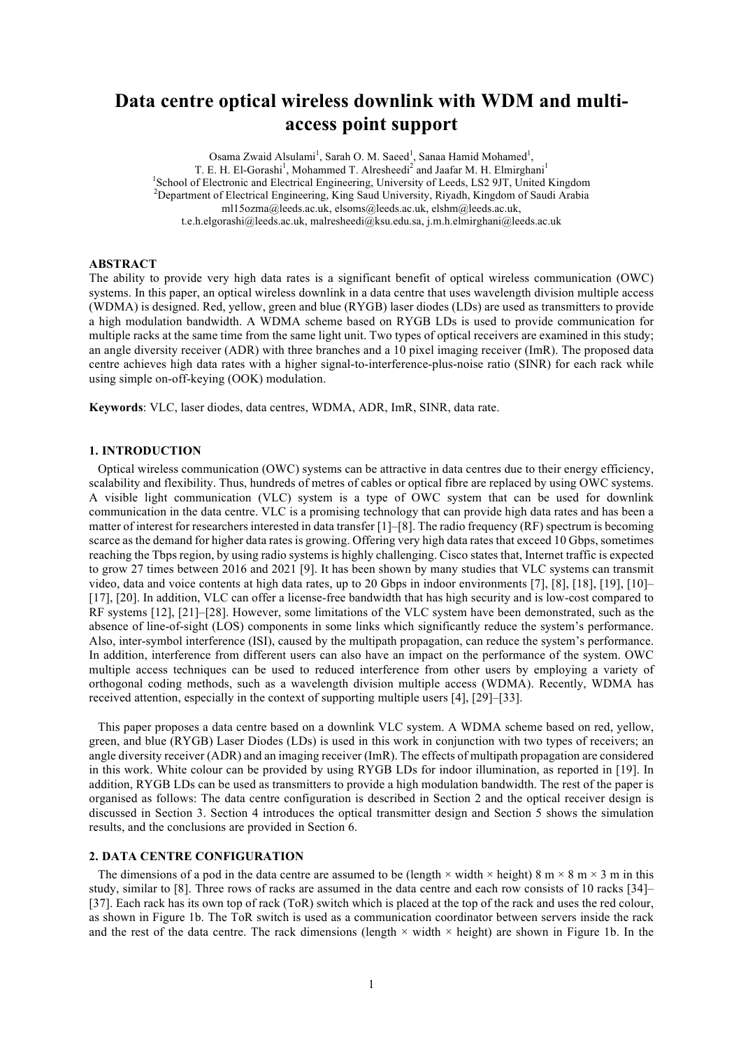# Data centre optical wireless downlink with WDM and multi-access point support

Osama Zwaid Alsulami[1], Sarah O. M. Saeed[1], Sanaa Hamid Mohamed[1], T. E. H. El-Gorashi[1], Mohammed T. Alresheedi[2] and Jaafar M. H. Elmirghani[1]

[1]School of Electronic and Electrical Engineering, University of Leeds, LS2 9JT, United Kingdom

[2]Department of Electrical Engineering, King Saud University, Riyadh, Kingdom of Saudi Arabia

ml15ozma@leeds.ac.uk, elsoms@leeds.ac.uk, elshm@leeds.ac.uk, t.e.h.elgorashi@leeds.ac.uk, malresheedi@ksu.edu.sa, j.m.h.elmirghani@leeds.ac.uk

## ABSTRACT

The ability to provide very high data rates is a significant benefit of optical wireless communication (OWC) systems. In this paper, an optical wireless downlink in a data centre that uses wavelength division multiple access (WDMA) is designed. Red, yellow, green and blue (RYGB) laser diodes (LDs) are used as transmitters to provide a high modulation bandwidth. A WDMA scheme based on RYGB LDs is used to provide communication for multiple racks at the same time from the same light unit. Two types of optical receivers are examined in this study; an angle diversity receiver (ADR) with three branches and a 10 pixel imaging receiver (ImR). The proposed data centre achieves high data rates with a higher signal-to-interference-plus-noise ratio (SINR) for each rack while using simple on-off-keying (OOK) modulation.

**Keywords**: VLC, laser diodes, data centres, WDMA, ADR, ImR, SINR, data rate.

## 1. INTRODUCTION

Optical wireless communication (OWC) systems can be attractive in data centres due to their energy efficiency, scalability and flexibility. Thus, hundreds of metres of cables or optical fibre are replaced by using OWC systems. A visible light communication (VLC) system is a type of OWC system that can be used for downlink communication in the data centre. VLC is a promising technology that can provide high data rates and has been a matter of interest for researchers interested in data transfer [1]–[8]. The radio frequency (RF) spectrum is becoming scarce as the demand for higher data rates is growing. Offering very high data rates that exceed 10 Gbps, sometimes reaching the Tbps region, by using radio systems is highly challenging. Cisco states that, Internet traffic is expected to grow 27 times between 2016 and 2021 [9]. It has been shown by many studies that VLC systems can transmit video, data and voice contents at high data rates, up to 20 Gbps in indoor environments [7], [8], [18], [19], [10]–[17], [20]. In addition, VLC can offer a license-free bandwidth that has high security and is low-cost compared to RF systems [12], [21]–[28]. However, some limitations of the VLC system have been demonstrated, such as the absence of line-of-sight (LOS) components in some links which significantly reduce the system's performance. Also, inter-symbol interference (ISI), caused by the multipath propagation, can reduce the system's performance. In addition, interference from different users can also have an impact on the performance of the system. OWC multiple access techniques can be used to reduced interference from other users by employing a variety of orthogonal coding methods, such as a wavelength division multiple access (WDMA). Recently, WDMA has received attention, especially in the context of supporting multiple users [4], [29]–[33].

This paper proposes a data centre based on a downlink VLC system. A WDMA scheme based on red, yellow, green, and blue (RYGB) Laser Diodes (LDs) is used in this work in conjunction with two types of receivers; an angle diversity receiver (ADR) and an imaging receiver (ImR). The effects of multipath propagation are considered in this work. White colour can be provided by using RYGB LDs for indoor illumination, as reported in [19]. In addition, RYGB LDs can be used as transmitters to provide a high modulation bandwidth. The rest of the paper is organised as follows: The data centre configuration is described in Section 2 and the optical receiver design is discussed in Section 3. Section 4 introduces the optical transmitter design and Section 5 shows the simulation results, and the conclusions are provided in Section 6.

## 2. DATA CENTRE CONFIGURATION

The dimensions of a pod in the data centre are assumed to be (length × width × height) 8 m × 8 m × 3 m in this study, similar to [8]. Three rows of racks are assumed in the data centre and each row consists of 10 racks [34]–[37]. Each rack has its own top of rack (ToR) switch which is placed at the top of the rack and uses the red colour, as shown in Figure 1b. The ToR switch is used as a communication coordinator between servers inside the rack and the rest of the data centre. The rack dimensions (length × width × height) are shown in Figure 1b. In the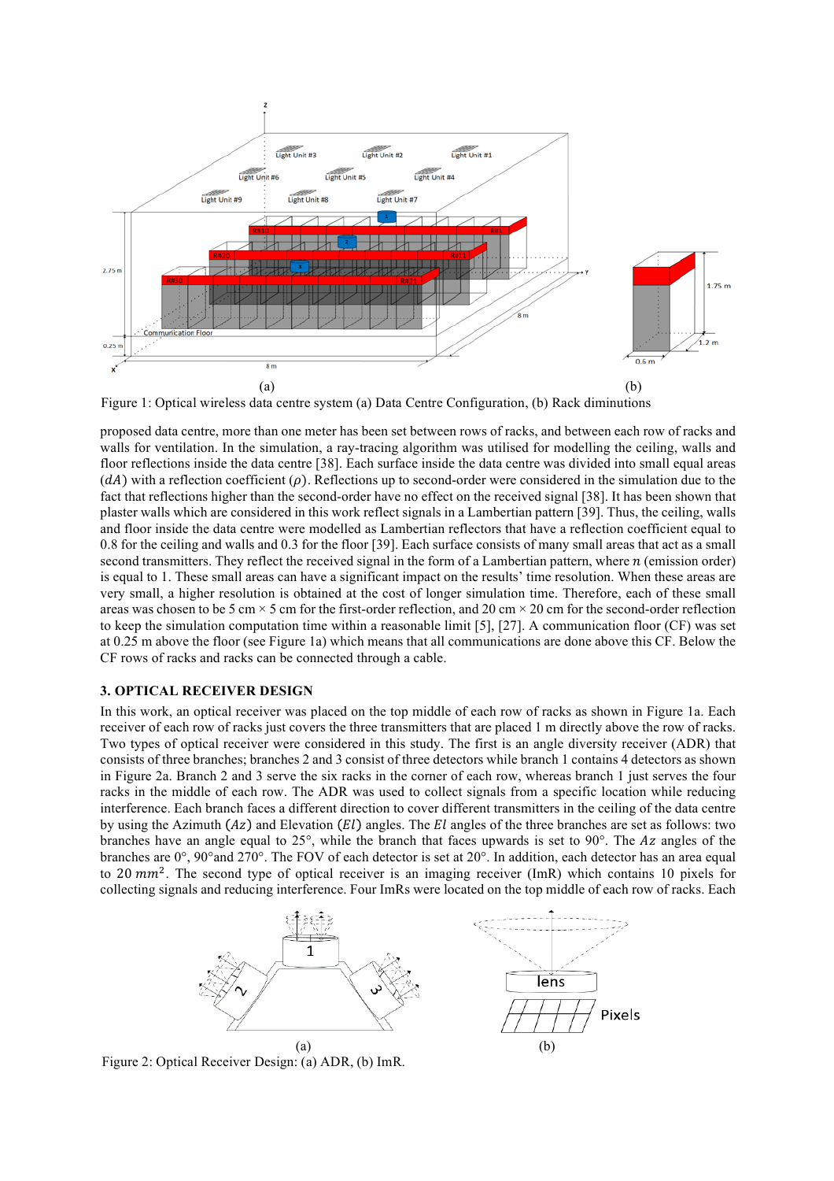Figure 1: Optical wireless data centre system (a) Data Centre Configuration, (b) Rack diminutions

proposed data centre, more than one meter has been set between rows of racks, and between each row of racks and walls for ventilation. In the simulation, a ray-tracing algorithm was utilised for modelling the ceiling, walls and floor reflections inside the data centre [38]. Each surface inside the data centre was divided into small equal areas ($dA$) with a reflection coefficient ($\rho$). Reflections up to second-order were considered in the simulation due to the fact that reflections higher than the second-order have no effect on the received signal [38]. It has been shown that plaster walls which are considered in this work reflect signals in a Lambertian pattern [39]. Thus, the ceiling, walls and floor inside the data centre were modelled as Lambertian reflectors that have a reflection coefficient equal to 0.8 for the ceiling and walls and 0.3 for the floor [39]. Each surface consists of many small areas that act as a small second transmitters. They reflect the received signal in the form of a Lambertian pattern, where $n$ (emission order) is equal to 1. These small areas can have a significant impact on the reflections' time resolution. When these areas are very small, a higher resolution is obtained at the cost of longer simulation time. Therefore, each of these small areas was chosen to be 5 cm × 5 cm for the first-order reflection, and 20 cm × 20 cm for the second-order reflection to keep the simulation computation time within a reasonable limit [5], [27]. A communication floor (CF) was set at 0.25 m above the floor (see Figure 1a) which means that all communications are done above this CF. Below the CF rows of racks and racks can be connected through a cable.

## 3. OPTICAL RECEIVER DESIGN

In this work, an optical receiver was placed on the top middle of each row of racks as shown in Figure 1a. Each receiver of each row of racks just covers the three transmitters that are placed 1 m directly above the row of racks. Two types of optical receiver were considered in this study. The first is an angle diversity receiver (ADR) that consists of three branches; branches 2 and 3 consist of three detectors while branch 1 contains 4 detectors as shown in Figure 2a. Branch 2 and 3 serve the six racks in the corner of each row, whereas branch 1 just serves the four racks in the middle of each row. The ADR was used to collect signals from a specific location while reducing interference. Each branch faces a different direction to cover different transmitters in the ceiling of the data centre by using the Azimuth ($Az$) and Elevation ($El$) angles. The $El$ angles of the three branches are set as follows: two branches have an angle equal to 25°, while the branch that faces upwards is set to 90°. The $Az$ angles of the branches are 0°, 90°and 270°. The FOV of each detector is set at 20°. In addition, each detector has an area equal to 20 $mm^2$. The second type of optical receiver is an imaging receiver (ImR) which contains 10 pixels for collecting signals and reducing interference. Four ImRs were located on the top middle of each row of racks. Each

Figure 2: Optical Receiver Design: (a) ADR, (b) ImR.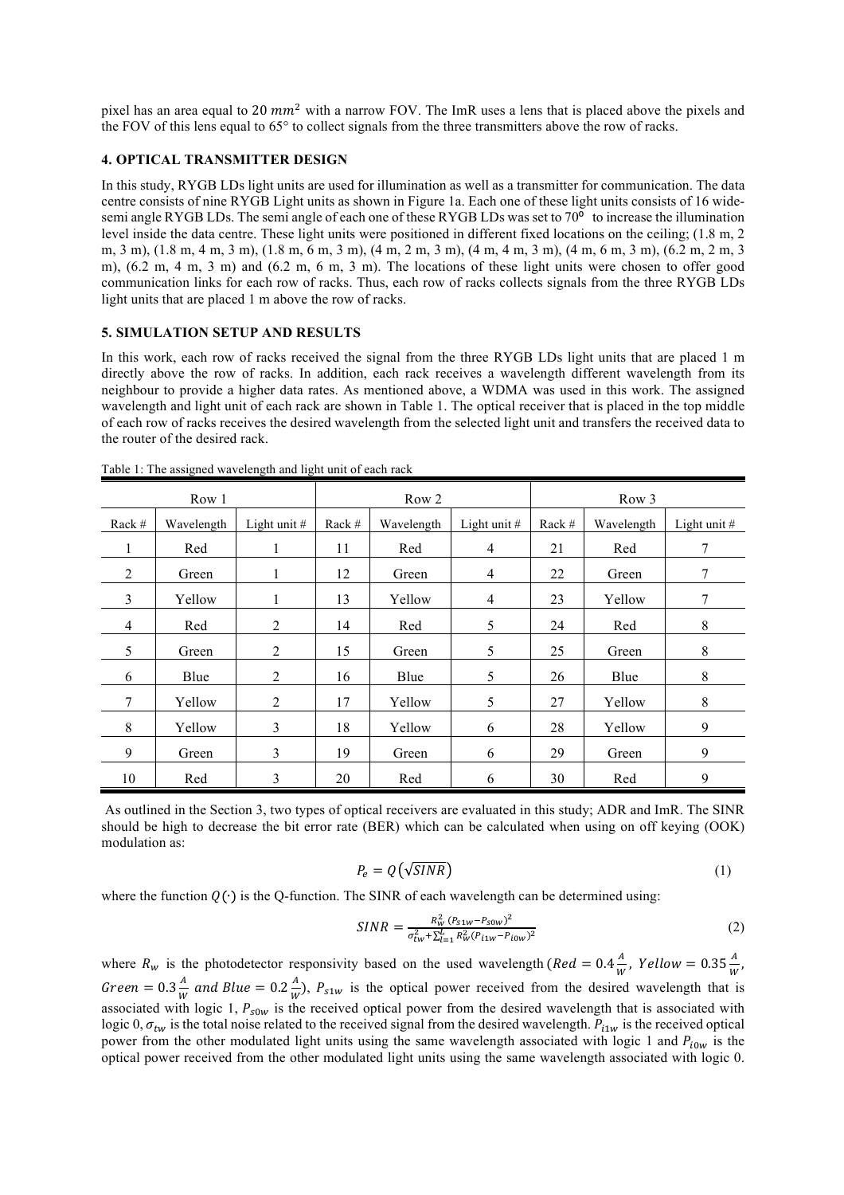pixel has an area equal to 20 $mm^2$ with a narrow FOV. The ImR uses a lens that is placed above the pixels and the FOV of this lens equal to 65° to collect signals from the three transmitters above the row of racks.

## 4. OPTICAL TRANSMITTER DESIGN

In this study, RYGB LDs light units are used for illumination as well as a transmitter for communication. The data centre consists of nine RYGB Light units as shown in Figure 1a. Each one of these light units consists of 16 wide-semi angle RYGB LDs. The semi angle of each one of these RYGB LDs was set to $70^{\mathbf{o}}$ to increase the illumination level inside the data centre. These light units were positioned in different fixed locations on the ceiling; (1.8 m, 2 m, 3 m), (1.8 m, 4 m, 3 m), (1.8 m, 6 m, 3 m), (4 m, 2 m, 3 m), (4 m, 4 m, 3 m), (4 m, 6 m, 3 m), (6.2 m, 2 m, 3 m), (6.2 m, 4 m, 3 m) and (6.2 m, 6 m, 3 m). The locations of these light units were chosen to offer good communication links for each row of racks. Thus, each row of racks collects signals from the three RYGB LDs light units that are placed 1 m above the row of racks.

## 5. SIMULATION SETUP AND RESULTS

In this work, each row of racks received the signal from the three RYGB LDs light units that are placed 1 m directly above the row of racks. In addition, each rack receives a wavelength different wavelength from its neighbour to provide a higher data rates. As mentioned above, a WDMA was used in this work. The assigned wavelength and light unit of each rack are shown in Table 1. The optical receiver that is placed in the top middle of each row of racks receives the desired wavelength from the selected light unit and transfers the received data to the router of the desired rack.

Table 1: The assigned wavelength and light unit of each rack

| Row 1 | | | Row 2 | | | Row 3 | | |
|---|---|---|---|---|---|---|---|---|
| Rack # | Wavelength | Light unit # | Rack # | Wavelength | Light unit # | Rack # | Wavelength | Light unit # |
| 1 | Red | 1 | 11 | Red | 4 | 21 | Red | 7 |
| 2 | Green | 1 | 12 | Green | 4 | 22 | Green | 7 |
| 3 | Yellow | 1 | 13 | Yellow | 4 | 23 | Yellow | 7 |
| 4 | Red | 2 | 14 | Red | 5 | 24 | Red | 8 |
| 5 | Green | 2 | 15 | Green | 5 | 25 | Green | 8 |
| 6 | Blue | 2 | 16 | Blue | 5 | 26 | Blue | 8 |
| 7 | Yellow | 2 | 17 | Yellow | 5 | 27 | Yellow | 8 |
| 8 | Yellow | 3 | 18 | Yellow | 6 | 28 | Yellow | 9 |
| 9 | Green | 3 | 19 | Green | 6 | 29 | Green | 9 |
| 10 | Red | 3 | 20 | Red | 6 | 30 | Red | 9 |

As outlined in the Section 3, two types of optical receivers are evaluated in this study; ADR and ImR. The SINR should be high to decrease the bit error rate (BER) which can be calculated when using on off keying (OOK) modulation as:

$$P_e = Q\left(\sqrt{SINR}\right) \tag{1}$$

where the function $Q(\cdot)$ is the Q-function. The SINR of each wavelength can be determined using:

$$SINR = \frac{R_w^2\ (P_{s1w} - P_{s0w})^2}{\sigma_{tw}^2 + \sum_{l=1}^{L} R_w^2 (P_{i1w} - P_{i0w})^2} \tag{2}$$

where $R_w$ is the photodetector responsivity based on the used wavelength ($Red = 0.4\frac{A}{W}$, $Yellow = 0.35\frac{A}{W}$, $Green = 0.3\frac{A}{W}$ $and$ $Blue = 0.2\frac{A}{W}$), $P_{s1w}$ is the optical power received from the desired wavelength that is associated with logic 1, $P_{s0w}$ is the received optical power from the desired wavelength that is associated with logic 0, $\sigma_{tw}$ is the total noise related to the received signal from the desired wavelength. $P_{i1w}$ is the received optical power from the other modulated light units using the same wavelength associated with logic 1 and $P_{i0w}$ is the optical power received from the other modulated light units using the same wavelength associated with logic 0.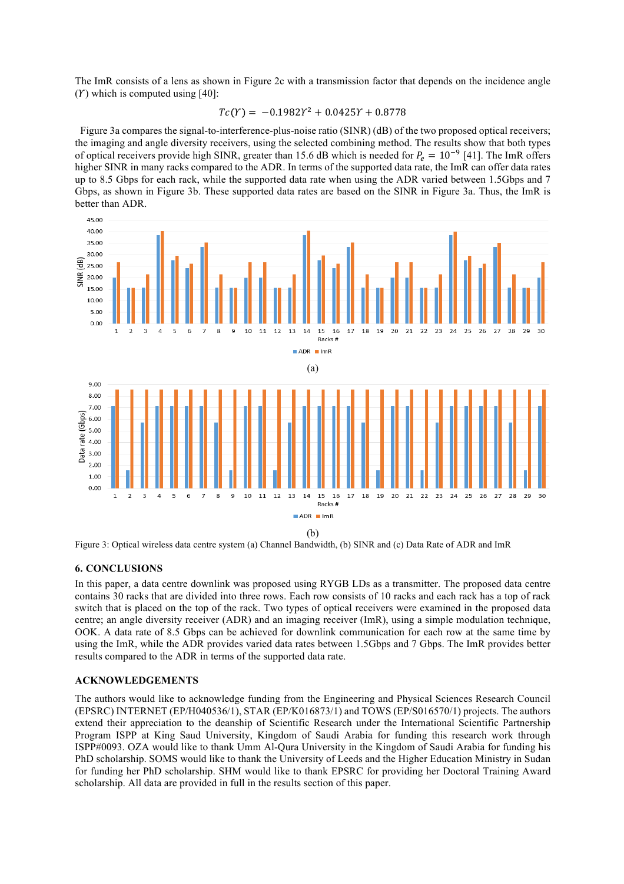The ImR consists of a lens as shown in Figure 2c with a transmission factor that depends on the incidence angle ($\Upsilon$) which is computed using [40]:

$$Tc(\Upsilon) = -0.1982\Upsilon^2 + 0.0425\Upsilon + 0.8778$$

Figure 3a compares the signal-to-interference-plus-noise ratio (SINR) (dB) of the two proposed optical receivers; the imaging and angle diversity receivers, using the selected combining method. The results show that both types of optical receivers provide high SINR, greater than 15.6 dB which is needed for $P_e = 10^{-9}$ [41]. The ImR offers higher SINR in many racks compared to the ADR. In terms of the supported data rate, the ImR can offer data rates up to 8.5 Gbps for each rack, while the supported data rate when using the ADR varied between 1.5Gbps and 7 Gbps, as shown in Figure 3b. These supported data rates are based on the SINR in Figure 3a. Thus, the ImR is better than ADR.

(a)

(b)

Figure 3: Optical wireless data centre system (a) Channel Bandwidth, (b) SINR and (c) Data Rate of ADR and ImR

## 6. CONCLUSIONS

In this paper, a data centre downlink was proposed using RYGB LDs as a transmitter. The proposed data centre contains 30 racks that are divided into three rows. Each row consists of 10 racks and each rack has a top of rack switch that is placed on the top of the rack. Two types of optical receivers were examined in the proposed data centre; an angle diversity receiver (ADR) and an imaging receiver (ImR), using a simple modulation technique, OOK. A data rate of 8.5 Gbps can be achieved for downlink communication for each row at the same time by using the ImR, while the ADR provides varied data rates between 1.5Gbps and 7 Gbps. The ImR provides better results compared to the ADR in terms of the supported data rate.

## ACKNOWLEDGEMENTS

The authors would like to acknowledge funding from the Engineering and Physical Sciences Research Council (EPSRC) INTERNET (EP/H040536/1), STAR (EP/K016873/1) and TOWS (EP/S016570/1) projects. The authors extend their appreciation to the deanship of Scientific Research under the International Scientific Partnership Program ISPP at King Saud University, Kingdom of Saudi Arabia for funding this research work through ISPP#0093. OZA would like to thank Umm Al-Qura University in the Kingdom of Saudi Arabia for funding his PhD scholarship. SOMS would like to thank the University of Leeds and the Higher Education Ministry in Sudan for funding her PhD scholarship. SHM would like to thank EPSRC for providing her Doctoral Training Award scholarship. All data are provided in full in the results section of this paper.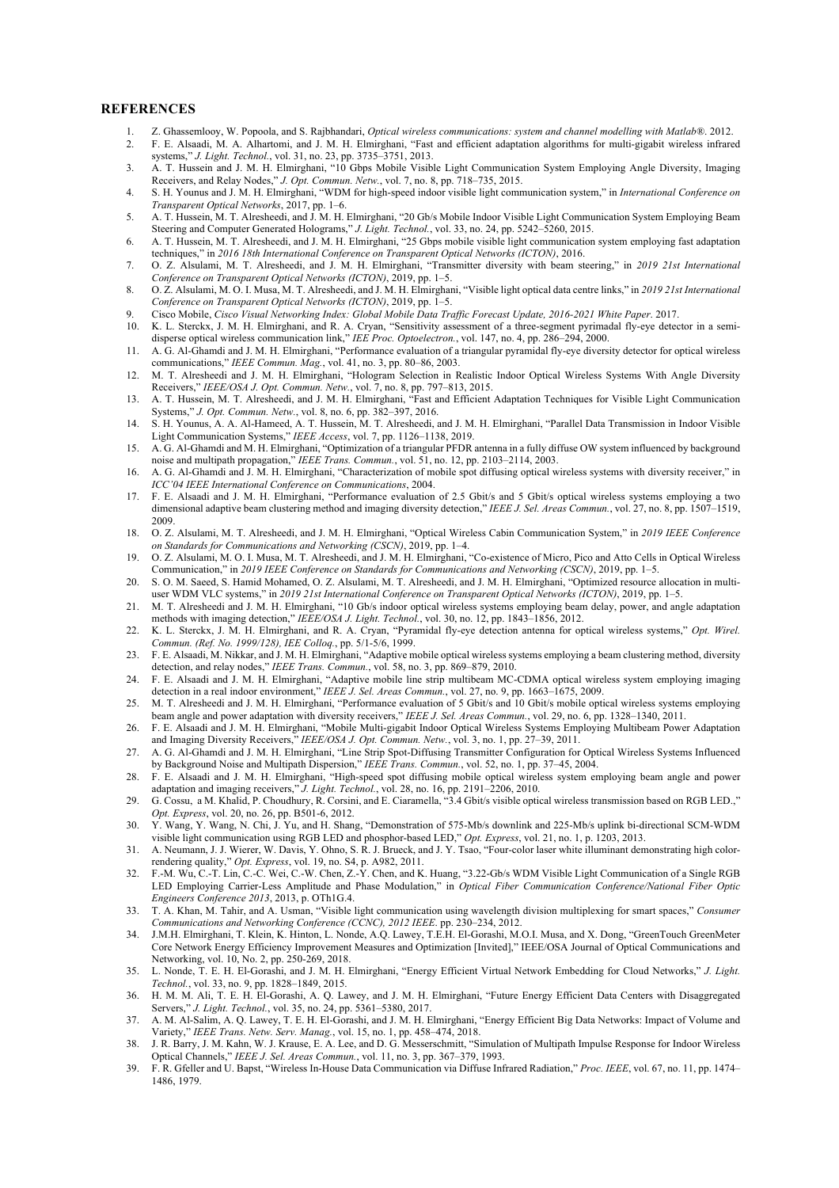## REFERENCES

1. Z. Ghassemlooy, W. Popoola, and S. Rajbhandari, *Optical wireless communications: system and channel modelling with Matlab®*. 2012.
2. F. E. Alsaadi, M. A. Alhartomi, and J. M. H. Elmirghani, "Fast and efficient adaptation algorithms for multi-gigabit wireless infrared systems," *J. Light. Technol.*, vol. 31, no. 23, pp. 3735–3751, 2013.
3. A. T. Hussein and J. M. H. Elmirghani, "10 Gbps Mobile Visible Light Communication System Employing Angle Diversity, Imaging Receivers, and Relay Nodes," *J. Opt. Commun. Netw.*, vol. 7, no. 8, pp. 718–735, 2015.
4. S. H. Younus and J. M. H. Elmirghani, "WDM for high-speed indoor visible light communication system," in *International Conference on Transparent Optical Networks*, 2017, pp. 1–6.
5. A. T. Hussein, M. T. Alresheedi, and J. M. H. Elmirghani, "20 Gb/s Mobile Indoor Visible Light Communication System Employing Beam Steering and Computer Generated Holograms," *J. Light. Technol.*, vol. 33, no. 24, pp. 5242–5260, 2015.
6. A. T. Hussein, M. T. Alresheedi, and J. M. H. Elmirghani, "25 Gbps mobile visible light communication system employing fast adaptation techniques," in *2016 18th International Conference on Transparent Optical Networks (ICTON)*, 2016.
7. O. Z. Alsulami, M. T. Alresheedi, and J. M. H. Elmirghani, "Transmitter diversity with beam steering," in *2019 21st International Conference on Transparent Optical Networks (ICTON)*, 2019, pp. 1–5.
8. O. Z. Alsulami, M. O. I. Musa, M. T. Alresheedi, and J. M. H. Elmirghani, "Visible light optical data centre links," in *2019 21st International Conference on Transparent Optical Networks (ICTON)*, 2019, pp. 1–5.
9. Cisco Mobile, *Cisco Visual Networking Index: Global Mobile Data Traffic Forecast Update, 2016-2021 White Paper*. 2017.
10. K. L. Sterckx, J. M. H. Elmirghani, and R. A. Cryan, "Sensitivity assessment of a three-segment pyrimadal fly-eye detector in a semi-disperse optical wireless communication link," *IEE Proc. Optoelectron.*, vol. 147, no. 4, pp. 286–294, 2000.
11. A. G. Al-Ghamdi and J. M. H. Elmirghani, "Performance evaluation of a triangular pyramidal fly-eye diversity detector for optical wireless communications," *IEEE Commun. Mag.*, vol. 41, no. 3, pp. 80–86, 2003.
12. M. T. Alresheedi and J. M. H. Elmirghani, "Hologram Selection in Realistic Indoor Optical Wireless Systems With Angle Diversity Receivers," *IEEE/OSA J. Opt. Commun. Netw.*, vol. 7, no. 8, pp. 797–813, 2015.
13. A. T. Hussein, M. T. Alresheedi, and J. M. H. Elmirghani, "Fast and Efficient Adaptation Techniques for Visible Light Communication Systems," *J. Opt. Commun. Netw.*, vol. 8, no. 6, pp. 382–397, 2016.
14. S. H. Younus, A. A. Al-Hameed, A. T. Hussein, M. T. Alresheedi, and J. M. H. Elmirghani, "Parallel Data Transmission in Indoor Visible Light Communication Systems," *IEEE Access*, vol. 7, pp. 1126–1138, 2019.
15. A. G. Al-Ghamdi and M. H. Elmirghani, "Optimization of a triangular PFDR antenna in a fully diffuse OW system influenced by background noise and multipath propagation," *IEEE Trans. Commun.*, vol. 51, no. 12, pp. 2103–2114, 2003.
16. A. G. Al-Ghamdi and J. M. H. Elmirghani, "Characterization of mobile spot diffusing optical wireless systems with diversity receiver," in *ICC'04 IEEE International Conference on Communications*, 2004.
17. F. E. Alsaadi and J. M. H. Elmirghani, "Performance evaluation of 2.5 Gbit/s and 5 Gbit/s optical wireless systems employing a two dimensional adaptive beam clustering method and imaging diversity detection," *IEEE J. Sel. Areas Commun.*, vol. 27, no. 8, pp. 1507–1519, 2009.
18. O. Z. Alsulami, M. T. Alresheedi, and J. M. H. Elmirghani, "Optical Wireless Cabin Communication System," in *2019 IEEE Conference on Standards for Communications and Networking (CSCN)*, 2019, pp. 1–4.
19. O. Z. Alsulami, M. O. I. Musa, M. T. Alresheedi, and J. M. H. Elmirghani, "Co-existence of Micro, Pico and Atto Cells in Optical Wireless Communication," in *2019 IEEE Conference on Standards for Communications and Networking (CSCN)*, 2019, pp. 1–5.
20. S. O. M. Saeed, S. Hamid Mohamed, O. Z. Alsulami, M. T. Alresheedi, and J. M. H. Elmirghani, "Optimized resource allocation in multi-user WDM VLC systems," in *2019 21st International Conference on Transparent Optical Networks (ICTON)*, 2019, pp. 1–5.
21. M. T. Alresheedi and J. M. H. Elmirghani, "10 Gb/s indoor optical wireless systems employing beam delay, power, and angle adaptation methods with imaging detection," *IEEE/OSA J. Light. Technol.*, vol. 30, no. 12, pp. 1843–1856, 2012.
22. K. L. Sterckx, J. M. H. Elmirghani, and R. A. Cryan, "Pyramidal fly-eye detection antenna for optical wireless systems," *Opt. Wirel. Commun. (Ref. No. 1999/128), IEE Colloq.*, pp. 5/1-5/6, 1999.
23. F. E. Alsaadi, M. Nikkar, and J. M. H. Elmirghani, "Adaptive mobile optical wireless systems employing a beam clustering method, diversity detection, and relay nodes," *IEEE Trans. Commun.*, vol. 58, no. 3, pp. 869–879, 2010.
24. F. E. Alsaadi and J. M. H. Elmirghani, "Adaptive mobile line strip multibeam MC-CDMA optical wireless system employing imaging detection in a real indoor environment," *IEEE J. Sel. Areas Commun.*, vol. 27, no. 9, pp. 1663–1675, 2009.
25. M. T. Alresheedi and J. M. H. Elmirghani, "Performance evaluation of 5 Gbit/s and 10 Gbit/s mobile optical wireless systems employing beam angle and power adaptation with diversity receivers," *IEEE J. Sel. Areas Commun.*, vol. 29, no. 6, pp. 1328–1340, 2011.
26. F. E. Alsaadi and J. M. H. Elmirghani, "Mobile Multi-gigabit Indoor Optical Wireless Systems Employing Multibeam Power Adaptation and Imaging Diversity Receivers," *IEEE/OSA J. Opt. Commun. Netw.*, vol. 3, no. 1, pp. 27–39, 2011.
27. A. G. Al-Ghamdi and J. M. H. Elmirghani, "Line Strip Spot-Diffusing Transmitter Configuration for Optical Wireless Systems Influenced by Background Noise and Multipath Dispersion," *IEEE Trans. Commun.*, vol. 52, no. 1, pp. 37–45, 2004.
28. F. E. Alsaadi and J. M. H. Elmirghani, "High-speed spot diffusing mobile optical wireless system employing beam angle and power adaptation and imaging receivers," *J. Light. Technol.*, vol. 28, no. 16, pp. 2191–2206, 2010.
29. G. Cossu, a M. Khalid, P. Choudhury, R. Corsini, and E. Ciaramella, "3.4 Gbit/s visible optical wireless transmission based on RGB LED.," *Opt. Express*, vol. 20, no. 26, pp. B501-6, 2012.
30. Y. Wang, Y. Wang, N. Chi, J. Yu, and H. Shang, "Demonstration of 575-Mb/s downlink and 225-Mb/s uplink bi-directional SCM-WDM visible light communication using RGB LED and phosphor-based LED," *Opt. Express*, vol. 21, no. 1, p. 1203, 2013.
31. A. Neumann, J. J. Wierer, W. Davis, Y. Ohno, S. R. J. Brueck, and J. Y. Tsao, "Four-color laser white illuminant demonstrating high color-rendering quality," *Opt. Express*, vol. 19, no. S4, p. A982, 2011.
32. F.-M. Wu, C.-T. Lin, C.-C. Wei, C.-W. Chen, Z.-Y. Chen, and K. Huang, "3.22-Gb/s WDM Visible Light Communication of a Single RGB LED Employing Carrier-Less Amplitude and Phase Modulation," in *Optical Fiber Communication Conference/National Fiber Optic Engineers Conference 2013*, 2013, p. OTh1G.4.
33. T. A. Khan, M. Tahir, and A. Usman, "Visible light communication using wavelength division multiplexing for smart spaces," *Consumer Communications and Networking Conference (CCNC), 2012 IEEE*. pp. 230–234, 2012.
34. J.M.H. Elmirghani, T. Klein, K. Hinton, L. Nonde, A.Q. Lawey, T.E.H. El-Gorashi, M.O.I. Musa, and X. Dong, "GreenTouch GreenMeter Core Network Energy Efficiency Improvement Measures and Optimization [Invited]," IEEE/OSA Journal of Optical Communications and Networking, vol. 10, No. 2, pp. 250-269, 2018.
35. L. Nonde, T. E. H. El-Gorashi, and J. M. H. Elmirghani, "Energy Efficient Virtual Network Embedding for Cloud Networks," *J. Light. Technol.*, vol. 33, no. 9, pp. 1828–1849, 2015.
36. H. M. M. Ali, T. E. H. El-Gorashi, A. Q. Lawey, and J. M. H. Elmirghani, "Future Energy Efficient Data Centers with Disaggregated Servers," *J. Light. Technol.*, vol. 35, no. 24, pp. 5361–5380, 2017.
37. A. M. Al-Salim, A. Q. Lawey, T. E. H. El-Gorashi, and J. M. H. Elmirghani, "Energy Efficient Big Data Networks: Impact of Volume and Variety," *IEEE Trans. Netw. Serv. Manag.*, vol. 15, no. 1, pp. 458–474, 2018.
38. J. R. Barry, J. M. Kahn, W. J. Krause, E. A. Lee, and D. G. Messerschmitt, "Simulation of Multipath Impulse Response for Indoor Wireless Optical Channels," *IEEE J. Sel. Areas Commun.*, vol. 11, no. 3, pp. 367–379, 1993.
39. F. R. Gfeller and U. Bapst, "Wireless In-House Data Communication via Diffuse Infrared Radiation," *Proc. IEEE*, vol. 67, no. 11, pp. 1474–1486, 1979.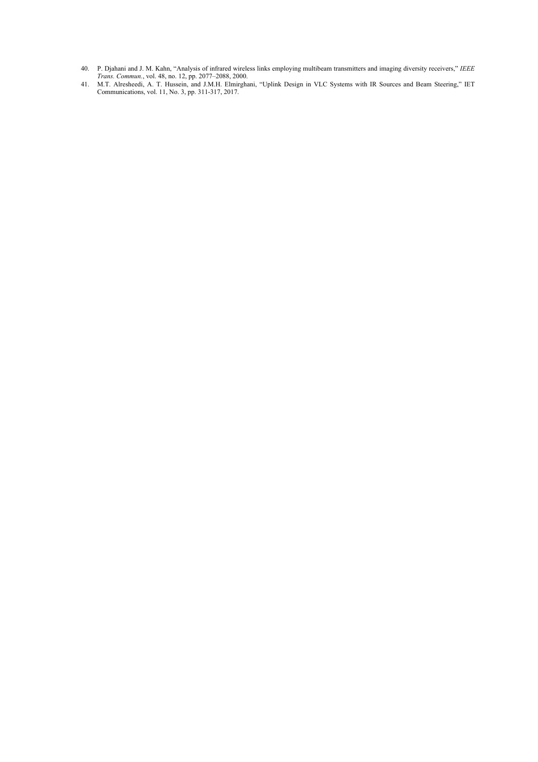40. P. Djahani and J. M. Kahn, "Analysis of infrared wireless links employing multibeam transmitters and imaging diversity receivers," *IEEE Trans. Commun.*, vol. 48, no. 12, pp. 2077–2088, 2000.
41. M.T. Alresheedi, A. T. Hussein, and J.M.H. Elmirghani, "Uplink Design in VLC Systems with IR Sources and Beam Steering," IET Communications, vol. 11, No. 3, pp. 311-317, 2017.